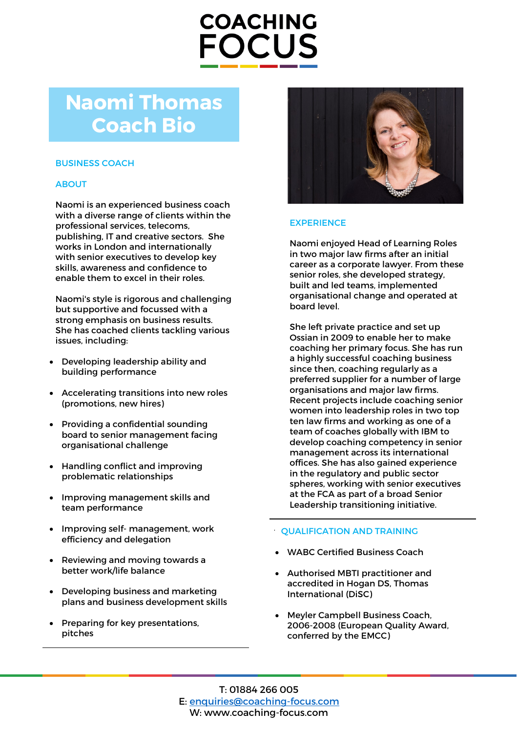# COACHING FOCUS

# Naomi Thomas Coach Bio

## BUSINESS COACH

### ABOUT

Naomi is an experienced business coach with a diverse range of clients within the professional services, telecoms, publishing, IT and creative sectors. She works in London and internationally with senior executives to develop key skills, awareness and confidence to enable them to excel in their roles.

Naomi's style is rigorous and challenging but supportive and focussed with a strong emphasis on business results. She has coached clients tackling various issues, including:

- Developing leadership ability and building performance
- Accelerating transitions into new roles (promotions, new hires)
- Providing a confidential sounding board to senior management facing organisational challenge
- Handling conflict and improving problematic relationships
- Improving management skills and team performance
- Improving self- management, work efficiency and delegation
- Reviewing and moving towards a better work/life balance
- Developing business and marketing plans and business development skills
- Preparing for key presentations, pitches

### EXPERIENCE

Naomi enjoyed Head of Learning Roles in two major law firms after an initial career as a corporate lawyer. From these senior roles, she developed strategy, built and led teams, implemented organisational change and operated at board level.

She left private practice and set up Ossian in 2009 to enable her to make coaching her primary focus. She has run a highly successful coaching business since then, coaching regularly as a preferred supplier for a number of large organisations and major law firms. Recent projects include coaching senior women into leadership roles in two top ten law firms and working as one of a team of coaches globally with IBM to develop coaching competency in senior management across its international offices. She has also gained experience in the regulatory and public sector spheres, working with senior executives at the FCA as part of a broad Senior Leadership transitioning initiative.

### QUALIFICATION AND TRAINING

- WABC Certified Business Coach
- Authorised MBTI practitioner and accredited in Hogan DS, Thomas International (DiSC)
- Meyler Campbell Business Coach, 2006-2008 (European Quality Award, conferred by the EMCC)

T: 01884 266 005
E: enquiries@coaching-focus.com
W: www.coaching-focus.com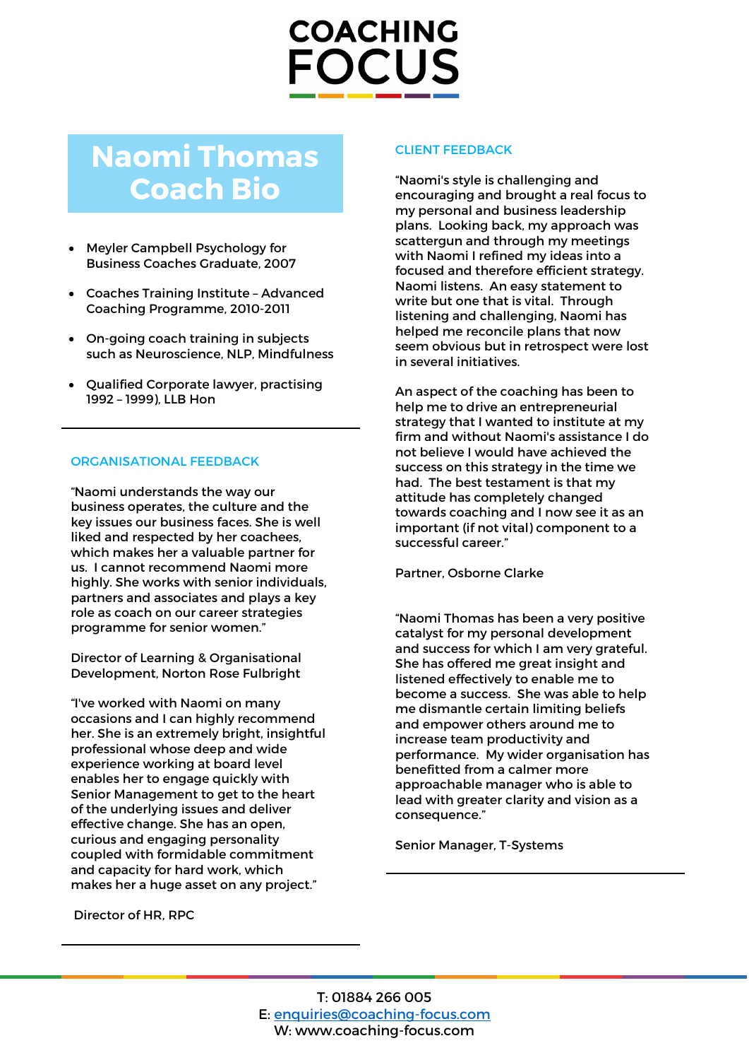# COACHING FOCUS

## Naomi Thomas Coach Bio

- Meyler Campbell Psychology for Business Coaches Graduate, 2007
- Coaches Training Institute – Advanced Coaching Programme, 2010-2011
- On-going coach training in subjects such as Neuroscience, NLP, Mindfulness
- Qualified Corporate lawyer, practising 1992 – 1999), LLB Hon

---

### ORGANISATIONAL FEEDBACK

"Naomi understands the way our business operates, the culture and the key issues our business faces. She is well liked and respected by her coachees, which makes her a valuable partner for us. I cannot recommend Naomi more highly. She works with senior individuals, partners and associates and plays a key role as coach on our career strategies programme for senior women."

Director of Learning & Organisational Development, Norton Rose Fulbright

"I've worked with Naomi on many occasions and I can highly recommend her. She is an extremely bright, insightful professional whose deep and wide experience working at board level enables her to engage quickly with Senior Management to get to the heart of the underlying issues and deliver effective change. She has an open, curious and engaging personality coupled with formidable commitment and capacity for hard work, which makes her a huge asset on any project."

Director of HR, RPC

---

### CLIENT FEEDBACK

"Naomi's style is challenging and encouraging and brought a real focus to my personal and business leadership plans. Looking back, my approach was scattergun and through my meetings with Naomi I refined my ideas into a focused and therefore efficient strategy. Naomi listens. An easy statement to write but one that is vital. Through listening and challenging, Naomi has helped me reconcile plans that now seem obvious but in retrospect were lost in several initiatives.

An aspect of the coaching has been to help me to drive an entrepreneurial strategy that I wanted to institute at my firm and without Naomi's assistance I do not believe I would have achieved the success on this strategy in the time we had. The best testament is that my attitude has completely changed towards coaching and I now see it as an important (if not vital) component to a successful career."

Partner, Osborne Clarke

"Naomi Thomas has been a very positive catalyst for my personal development and success for which I am very grateful. She has offered me great insight and listened effectively to enable me to become a success. She was able to help me dismantle certain limiting beliefs and empower others around me to increase team productivity and performance. My wider organisation has benefitted from a calmer more approachable manager who is able to lead with greater clarity and vision as a consequence."

Senior Manager, T-Systems

---

T: 01884 266 005
E: enquiries@coaching-focus.com
W: www.coaching-focus.com